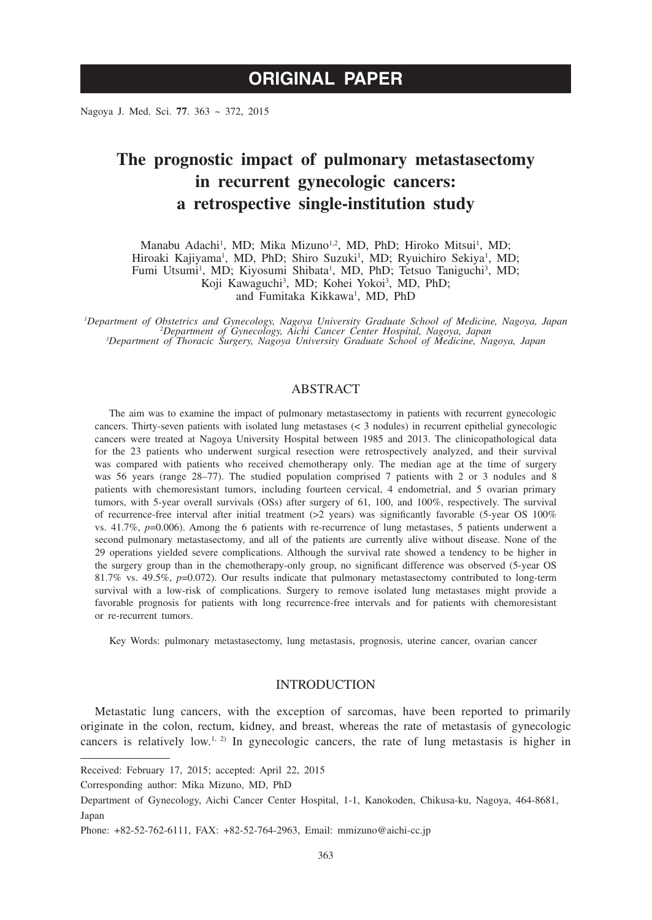ORIGINAL PAPER

# The prognostic impact of pulmonary metastasectomy in recurrent gynecologic cancers: a retrospective single-institution study

Manabu Adachi[1], MD; Mika Mizuno[1,2], MD, PhD; Hiroko Mitsui[1], MD; Hiroaki Kajiyama[1], MD, PhD; Shiro Suzuki[1], MD; Ryuichiro Sekiya[1], MD; Fumi Utsumi[1], MD; Kiyosumi Shibata[1], MD, PhD; Tetsuo Taniguchi[3], MD; Koji Kawaguchi[3], MD; Kohei Yokoi[3], MD, PhD; and Fumitaka Kikkawa[1], MD, PhD

*[1]Department of Obstetrics and Gynecology, Nagoya University Graduate School of Medicine, Nagoya, Japan*
*[2]Department of Gynecology, Aichi Cancer Center Hospital, Nagoya, Japan*
*[3]Department of Thoracic Surgery, Nagoya University Graduate School of Medicine, Nagoya, Japan*

## ABSTRACT

The aim was to examine the impact of pulmonary metastasectomy in patients with recurrent gynecologic cancers. Thirty-seven patients with isolated lung metastases (< 3 nodules) in recurrent epithelial gynecologic cancers were treated at Nagoya University Hospital between 1985 and 2013. The clinicopathological data for the 23 patients who underwent surgical resection were retrospectively analyzed, and their survival was compared with patients who received chemotherapy only. The median age at the time of surgery was 56 years (range 28–77). The studied population comprised 7 patients with 2 or 3 nodules and 8 patients with chemoresistant tumors, including fourteen cervical, 4 endometrial, and 5 ovarian primary tumors, with 5-year overall survivals (OSs) after surgery of 61, 100, and 100%, respectively. The survival of recurrence-free interval after initial treatment (>2 years) was significantly favorable (5-year OS 100% vs. 41.7%, *p*=0.006). Among the 6 patients with re-recurrence of lung metastases, 5 patients underwent a second pulmonary metastasectomy, and all of the patients are currently alive without disease. None of the 29 operations yielded severe complications. Although the survival rate showed a tendency to be higher in the surgery group than in the chemotherapy-only group, no significant difference was observed (5-year OS 81.7% vs. 49.5%, *p*=0.072). Our results indicate that pulmonary metastasectomy contributed to long-term survival with a low-risk of complications. Surgery to remove isolated lung metastases might provide a favorable prognosis for patients with long recurrence-free intervals and for patients with chemoresistant or re-recurrent tumors.

Key Words: pulmonary metastasectomy, lung metastasis, prognosis, uterine cancer, ovarian cancer

## INTRODUCTION

Metastatic lung cancers, with the exception of sarcomas, have been reported to primarily originate in the colon, rectum, kidney, and breast, whereas the rate of metastasis of gynecologic cancers is relatively low.[1, 2] In gynecologic cancers, the rate of lung metastasis is higher in

---

Received: February 17, 2015; accepted: April 22, 2015

Corresponding author: Mika Mizuno, MD, PhD

Department of Gynecology, Aichi Cancer Center Hospital, 1-1, Kanokoden, Chikusa-ku, Nagoya, 464-8681, Japan

Phone: +82-52-762-6111, FAX: +82-52-764-2963, Email: mmizuno@aichi-cc.jp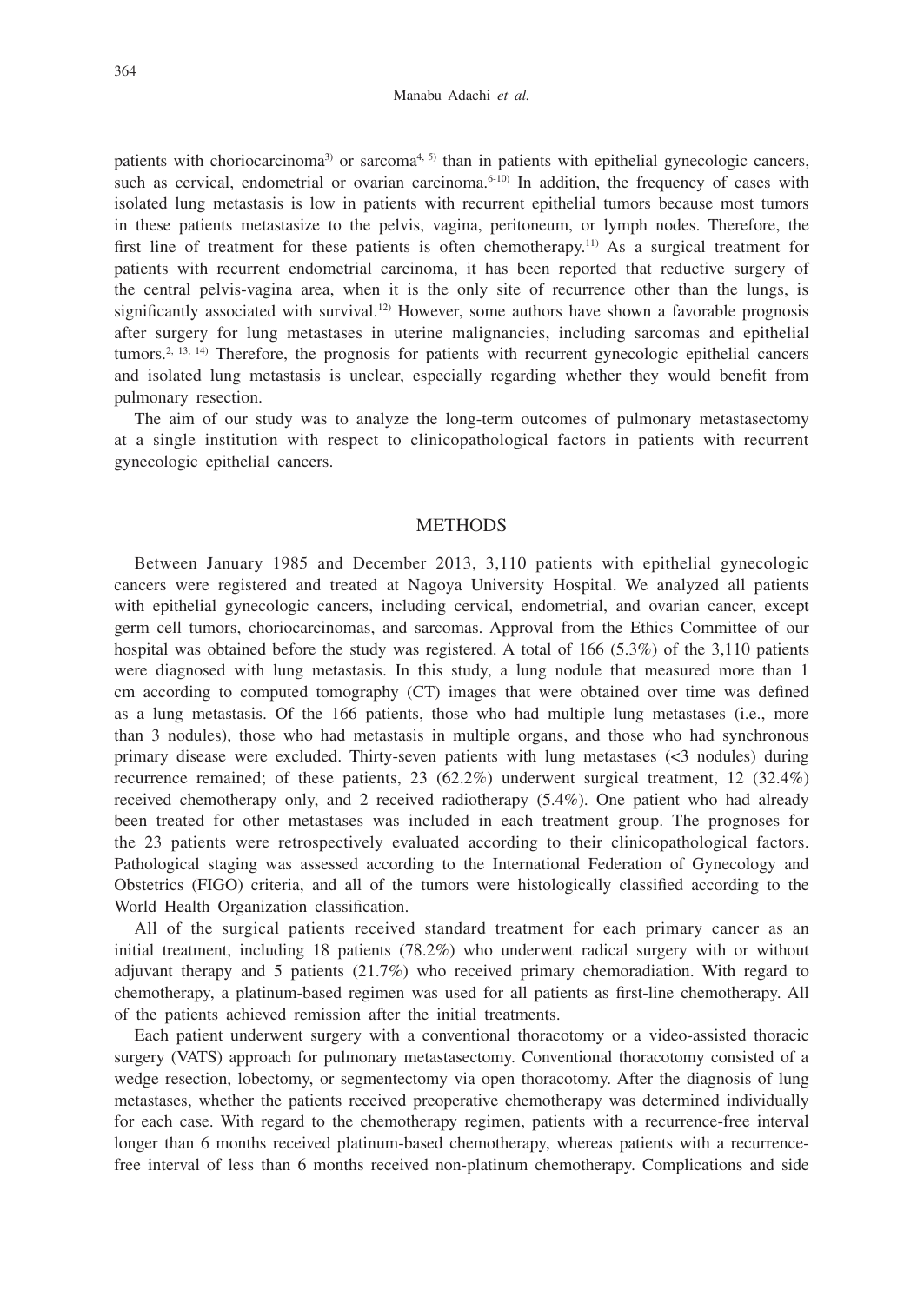patients with choriocarcinoma[3] or sarcoma[4, 5] than in patients with epithelial gynecologic cancers, such as cervical, endometrial or ovarian carcinoma.[6-10] In addition, the frequency of cases with isolated lung metastasis is low in patients with recurrent epithelial tumors because most tumors in these patients metastasize to the pelvis, vagina, peritoneum, or lymph nodes. Therefore, the first line of treatment for these patients is often chemotherapy.[11] As a surgical treatment for patients with recurrent endometrial carcinoma, it has been reported that reductive surgery of the central pelvis-vagina area, when it is the only site of recurrence other than the lungs, is significantly associated with survival.[12] However, some authors have shown a favorable prognosis after surgery for lung metastases in uterine malignancies, including sarcomas and epithelial tumors.[2, 13, 14] Therefore, the prognosis for patients with recurrent gynecologic epithelial cancers and isolated lung metastasis is unclear, especially regarding whether they would benefit from pulmonary resection.

The aim of our study was to analyze the long-term outcomes of pulmonary metastasectomy at a single institution with respect to clinicopathological factors in patients with recurrent gynecologic epithelial cancers.

## METHODS

Between January 1985 and December 2013, 3,110 patients with epithelial gynecologic cancers were registered and treated at Nagoya University Hospital. We analyzed all patients with epithelial gynecologic cancers, including cervical, endometrial, and ovarian cancer, except germ cell tumors, choriocarcinomas, and sarcomas. Approval from the Ethics Committee of our hospital was obtained before the study was registered. A total of 166 (5.3%) of the 3,110 patients were diagnosed with lung metastasis. In this study, a lung nodule that measured more than 1 cm according to computed tomography (CT) images that were obtained over time was defined as a lung metastasis. Of the 166 patients, those who had multiple lung metastases (i.e., more than 3 nodules), those who had metastasis in multiple organs, and those who had synchronous primary disease were excluded. Thirty-seven patients with lung metastases (<3 nodules) during recurrence remained; of these patients, 23 (62.2%) underwent surgical treatment, 12 (32.4%) received chemotherapy only, and 2 received radiotherapy (5.4%). One patient who had already been treated for other metastases was included in each treatment group. The prognoses for the 23 patients were retrospectively evaluated according to their clinicopathological factors. Pathological staging was assessed according to the International Federation of Gynecology and Obstetrics (FIGO) criteria, and all of the tumors were histologically classified according to the World Health Organization classification.

All of the surgical patients received standard treatment for each primary cancer as an initial treatment, including 18 patients (78.2%) who underwent radical surgery with or without adjuvant therapy and 5 patients (21.7%) who received primary chemoradiation. With regard to chemotherapy, a platinum-based regimen was used for all patients as first-line chemotherapy. All of the patients achieved remission after the initial treatments.

Each patient underwent surgery with a conventional thoracotomy or a video-assisted thoracic surgery (VATS) approach for pulmonary metastasectomy. Conventional thoracotomy consisted of a wedge resection, lobectomy, or segmentectomy via open thoracotomy. After the diagnosis of lung metastases, whether the patients received preoperative chemotherapy was determined individually for each case. With regard to the chemotherapy regimen, patients with a recurrence-free interval longer than 6 months received platinum-based chemotherapy, whereas patients with a recurrence-free interval of less than 6 months received non-platinum chemotherapy. Complications and side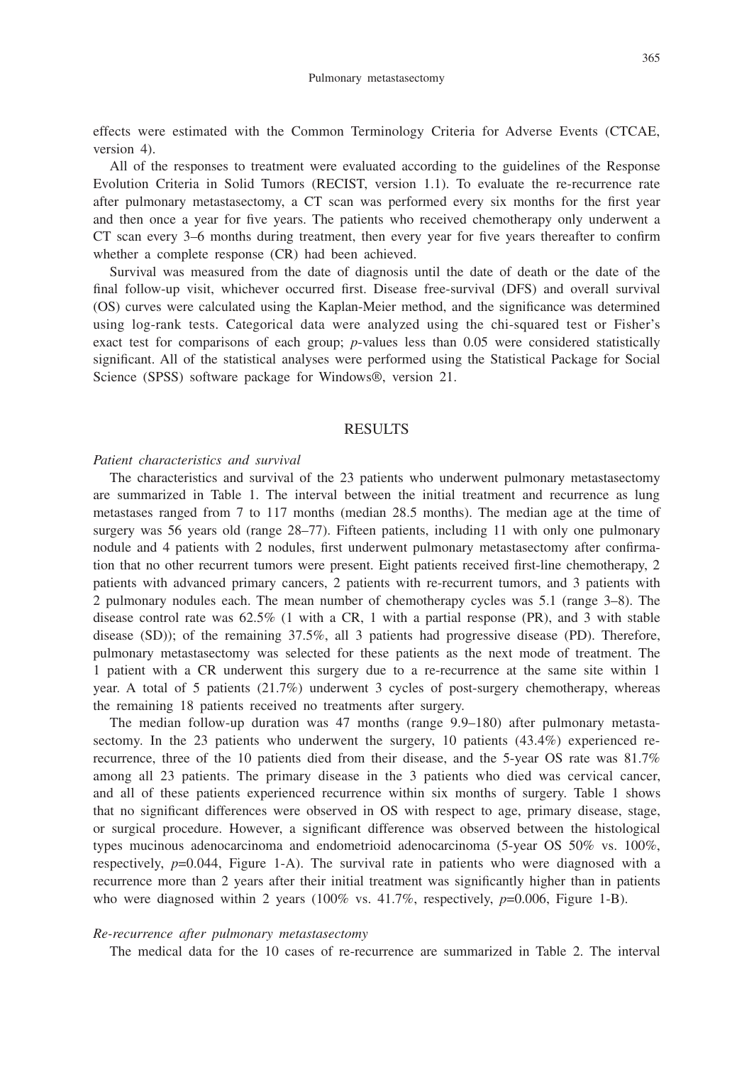effects were estimated with the Common Terminology Criteria for Adverse Events (CTCAE, version 4).

All of the responses to treatment were evaluated according to the guidelines of the Response Evolution Criteria in Solid Tumors (RECIST, version 1.1). To evaluate the re-recurrence rate after pulmonary metastasectomy, a CT scan was performed every six months for the first year and then once a year for five years. The patients who received chemotherapy only underwent a CT scan every 3–6 months during treatment, then every year for five years thereafter to confirm whether a complete response (CR) had been achieved.

Survival was measured from the date of diagnosis until the date of death or the date of the final follow-up visit, whichever occurred first. Disease free-survival (DFS) and overall survival (OS) curves were calculated using the Kaplan-Meier method, and the significance was determined using log-rank tests. Categorical data were analyzed using the chi-squared test or Fisher's exact test for comparisons of each group; $p$-values less than 0.05 were considered statistically significant. All of the statistical analyses were performed using the Statistical Package for Social Science (SPSS) software package for Windows®, version 21.

## RESULTS

*Patient characteristics and survival*

The characteristics and survival of the 23 patients who underwent pulmonary metastasectomy are summarized in Table 1. The interval between the initial treatment and recurrence as lung metastases ranged from 7 to 117 months (median 28.5 months). The median age at the time of surgery was 56 years old (range 28–77). Fifteen patients, including 11 with only one pulmonary nodule and 4 patients with 2 nodules, first underwent pulmonary metastasectomy after confirmation that no other recurrent tumors were present. Eight patients received first-line chemotherapy, 2 patients with advanced primary cancers, 2 patients with re-recurrent tumors, and 3 patients with 2 pulmonary nodules each. The mean number of chemotherapy cycles was 5.1 (range 3–8). The disease control rate was 62.5% (1 with a CR, 1 with a partial response (PR), and 3 with stable disease (SD)); of the remaining 37.5%, all 3 patients had progressive disease (PD). Therefore, pulmonary metastasectomy was selected for these patients as the next mode of treatment. The 1 patient with a CR underwent this surgery due to a re-recurrence at the same site within 1 year. A total of 5 patients (21.7%) underwent 3 cycles of post-surgery chemotherapy, whereas the remaining 18 patients received no treatments after surgery.

The median follow-up duration was 47 months (range 9.9–180) after pulmonary metastasectomy. In the 23 patients who underwent the surgery, 10 patients (43.4%) experienced re-recurrence, three of the 10 patients died from their disease, and the 5-year OS rate was 81.7% among all 23 patients. The primary disease in the 3 patients who died was cervical cancer, and all of these patients experienced recurrence within six months of surgery. Table 1 shows that no significant differences were observed in OS with respect to age, primary disease, stage, or surgical procedure. However, a significant difference was observed between the histological types mucinous adenocarcinoma and endometrioid adenocarcinoma (5-year OS 50% vs. 100%, respectively, $p$=0.044, Figure 1-A). The survival rate in patients who were diagnosed with a recurrence more than 2 years after their initial treatment was significantly higher than in patients who were diagnosed within 2 years (100% vs. 41.7%, respectively, $p$=0.006, Figure 1-B).

*Re-recurrence after pulmonary metastasectomy*

The medical data for the 10 cases of re-recurrence are summarized in Table 2. The interval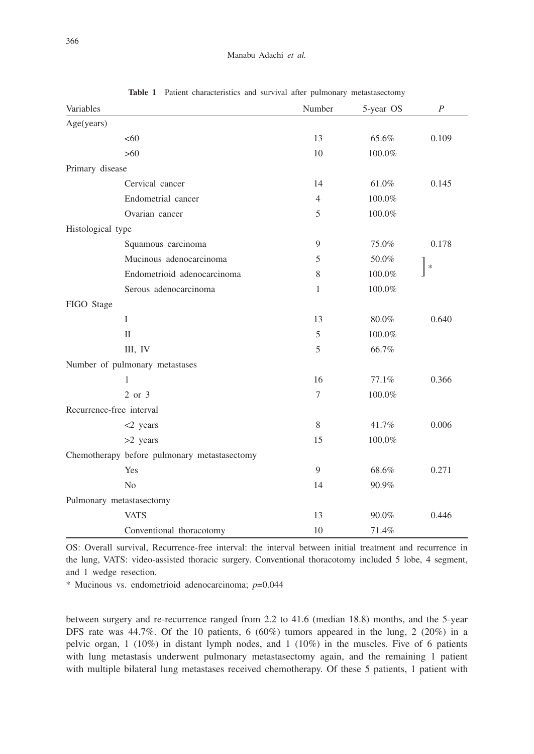**Table 1** Patient characteristics and survival after pulmonary metastasectomy

| Variables | | Number | 5-year OS | *P* |
|---|---|---|---|---|
| Age(years) | | | | |
| | <60 | 13 | 65.6% | 0.109 |
| | >60 | 10 | 100.0% | |
| Primary disease | | | | |
| | Cervical cancer | 14 | 61.0% | 0.145 |
| | Endometrial cancer | 4 | 100.0% | |
| | Ovarian cancer | 5 | 100.0% | |
| Histological type | | | | |
| | Squamous carcinoma | 9 | 75.0% | 0.178 |
| | Mucinous adenocarcinoma | 5 | 50.0% | * |
| | Endometrioid adenocarcinoma | 8 | 100.0% | |
| | Serous adenocarcinoma | 1 | 100.0% | |
| FIGO Stage | | | | |
| | I | 13 | 80.0% | 0.640 |
| | II | 5 | 100.0% | |
| | III, IV | 5 | 66.7% | |
| Number of pulmonary metastases | | | | |
| | 1 | 16 | 77.1% | 0.366 |
| | 2 or 3 | 7 | 100.0% | |
| Recurrence-free interval | | | | |
| | <2 years | 8 | 41.7% | 0.006 |
| | >2 years | 15 | 100.0% | |
| Chemotherapy before pulmonary metastasectomy | | | | |
| | Yes | 9 | 68.6% | 0.271 |
| | No | 14 | 90.9% | |
| Pulmonary metastasectomy | | | | |
| | VATS | 13 | 90.0% | 0.446 |
| | Conventional thoracotomy | 10 | 71.4% | |

OS: Overall survival, Recurrence-free interval: the interval between initial treatment and recurrence in the lung, VATS: video-assisted thoracic surgery. Conventional thoracotomy included 5 lobe, 4 segment, and 1 wedge resection.

* Mucinous vs. endometrioid adenocarcinoma; $p$=0.044

between surgery and re-recurrence ranged from 2.2 to 41.6 (median 18.8) months, and the 5-year DFS rate was 44.7%. Of the 10 patients, 6 (60%) tumors appeared in the lung, 2 (20%) in a pelvic organ, 1 (10%) in distant lymph nodes, and 1 (10%) in the muscles. Five of 6 patients with lung metastasis underwent pulmonary metastasectomy again, and the remaining 1 patient with multiple bilateral lung metastases received chemotherapy. Of these 5 patients, 1 patient with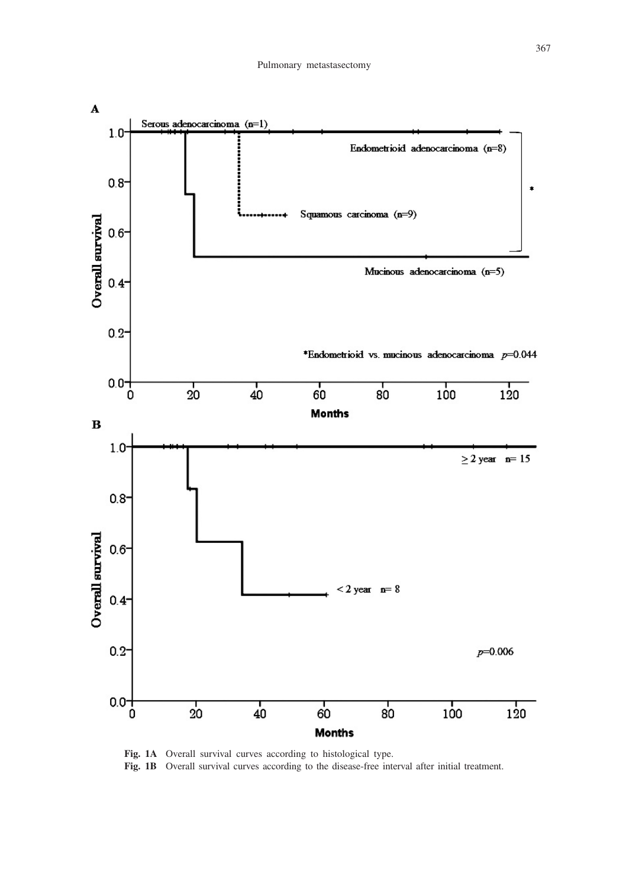**Fig. 1A** Overall survival curves according to histological type.

**Fig. 1B** Overall survival curves according to the disease-free interval after initial treatment.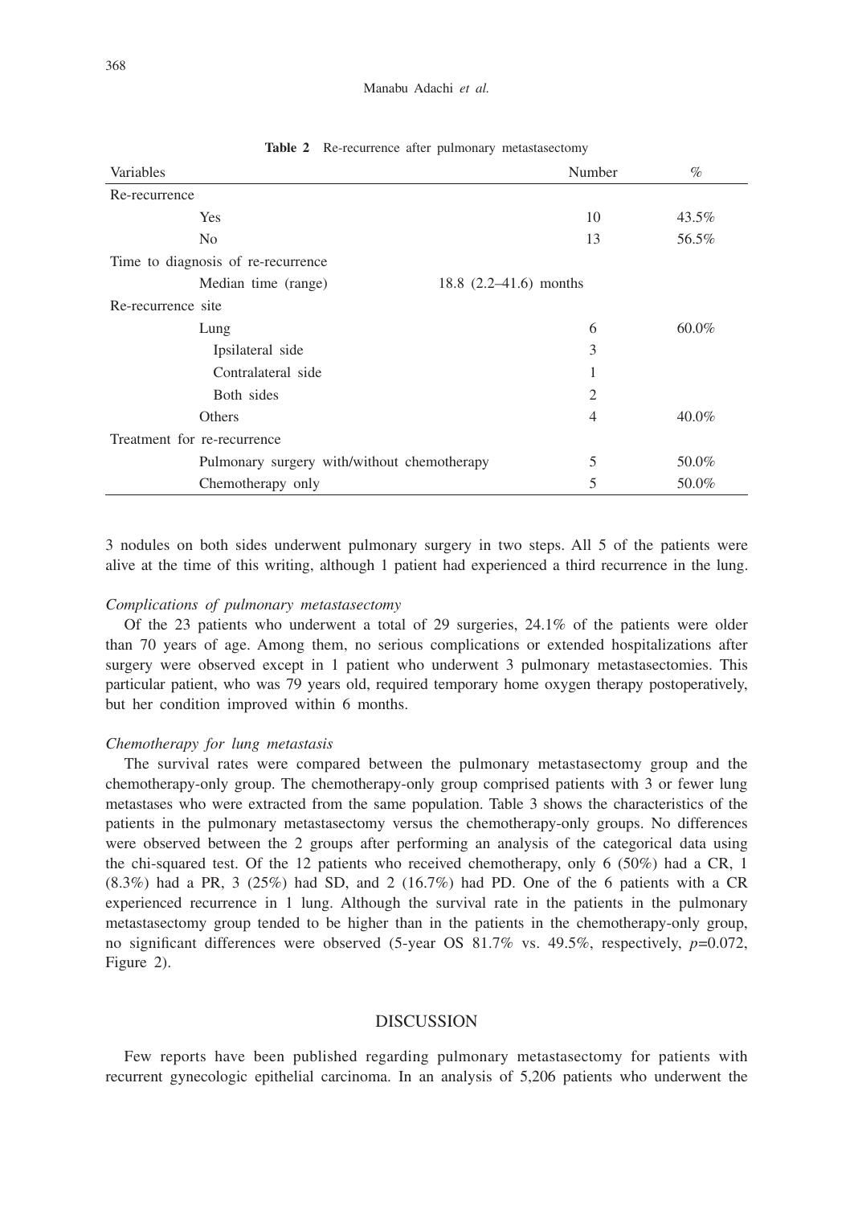**Table 2** Re-recurrence after pulmonary metastasectomy

| Variables | Number | % |
|---|---|---|
| Re-recurrence | | |
| Yes | 10 | 43.5% |
| No | 13 | 56.5% |
| Time to diagnosis of re-recurrence | | |
| Median time (range) | 18.8 (2.2–41.6) months | |
| Re-recurrence site | | |
| Lung | 6 | 60.0% |
| Ipsilateral side | 3 | |
| Contralateral side | 1 | |
| Both sides | 2 | |
| Others | 4 | 40.0% |
| Treatment for re-recurrence | | |
| Pulmonary surgery with/without chemotherapy | 5 | 50.0% |
| Chemotherapy only | 5 | 50.0% |

3 nodules on both sides underwent pulmonary surgery in two steps. All 5 of the patients were alive at the time of this writing, although 1 patient had experienced a third recurrence in the lung.

*Complications of pulmonary metastasectomy*

Of the 23 patients who underwent a total of 29 surgeries, 24.1% of the patients were older than 70 years of age. Among them, no serious complications or extended hospitalizations after surgery were observed except in 1 patient who underwent 3 pulmonary metastasectomies. This particular patient, who was 79 years old, required temporary home oxygen therapy postoperatively, but her condition improved within 6 months.

*Chemotherapy for lung metastasis*

The survival rates were compared between the pulmonary metastasectomy group and the chemotherapy-only group. The chemotherapy-only group comprised patients with 3 or fewer lung metastases who were extracted from the same population. Table 3 shows the characteristics of the patients in the pulmonary metastasectomy versus the chemotherapy-only groups. No differences were observed between the 2 groups after performing an analysis of the categorical data using the chi-squared test. Of the 12 patients who received chemotherapy, only 6 (50%) had a CR, 1 (8.3%) had a PR, 3 (25%) had SD, and 2 (16.7%) had PD. One of the 6 patients with a CR experienced recurrence in 1 lung. Although the survival rate in the patients in the pulmonary metastasectomy group tended to be higher than in the patients in the chemotherapy-only group, no significant differences were observed (5-year OS 81.7% vs. 49.5%, respectively, $p$=0.072, Figure 2).

## DISCUSSION

Few reports have been published regarding pulmonary metastasectomy for patients with recurrent gynecologic epithelial carcinoma. In an analysis of 5,206 patients who underwent the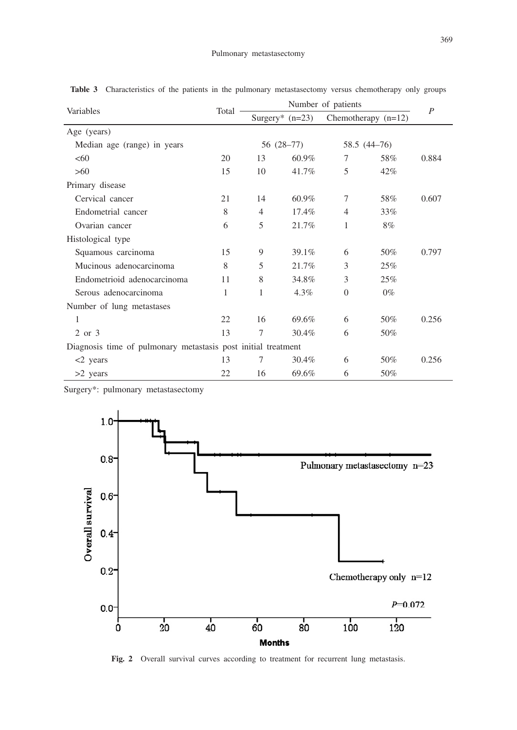**Table 3** Characteristics of the patients in the pulmonary metastasectomy versus chemotherapy only groups

| Variables | Total | Number of patients | | | | $P$ |
|---|---|---|---|---|---|---|
| | | Surgery* (n=23) | | Chemotherapy (n=12) | | |
| Age (years) | | | | | | |
| Median age (range) in years | | 56 (28–77) | | 58.5 (44–76) | | |
| <60 | 20 | 13 | 60.9% | 7 | 58% | 0.884 |
| >60 | 15 | 10 | 41.7% | 5 | 42% | |
| Primary disease | | | | | | |
| Cervical cancer | 21 | 14 | 60.9% | 7 | 58% | 0.607 |
| Endometrial cancer | 8 | 4 | 17.4% | 4 | 33% | |
| Ovarian cancer | 6 | 5 | 21.7% | 1 | 8% | |
| Histological type | | | | | | |
| Squamous carcinoma | 15 | 9 | 39.1% | 6 | 50% | 0.797 |
| Mucinous adenocarcinoma | 8 | 5 | 21.7% | 3 | 25% | |
| Endometrioid adenocarcinoma | 11 | 8 | 34.8% | 3 | 25% | |
| Serous adenocarcinoma | 1 | 1 | 4.3% | 0 | 0% | |
| Number of lung metastases | | | | | | |
| 1 | 22 | 16 | 69.6% | 6 | 50% | 0.256 |
| 2 or 3 | 13 | 7 | 30.4% | 6 | 50% | |
| Diagnosis time of pulmonary metastasis post initial treatment | | | | | | |
| <2 years | 13 | 7 | 30.4% | 6 | 50% | 0.256 |
| >2 years | 22 | 16 | 69.6% | 6 | 50% | |

Surgery*: pulmonary metastasectomy

**Fig. 2** Overall survival curves according to treatment for recurrent lung metastasis.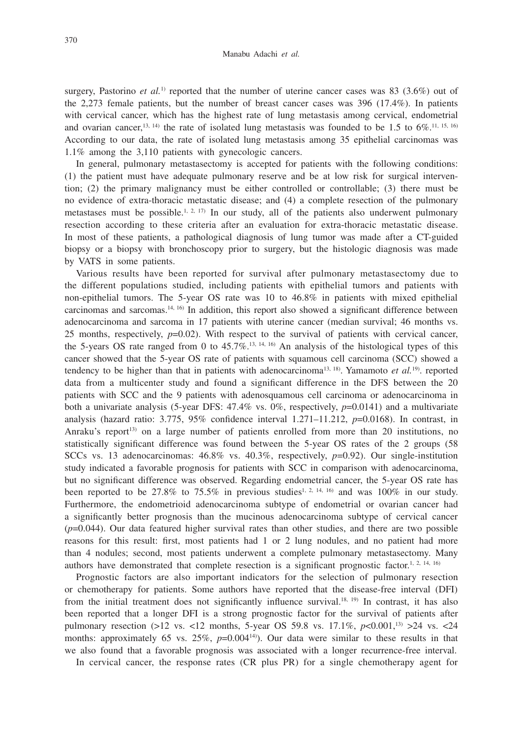surgery, Pastorino *et al.*[1] reported that the number of uterine cancer cases was 83 (3.6%) out of the 2,273 female patients, but the number of breast cancer cases was 396 (17.4%). In patients with cervical cancer, which has the highest rate of lung metastasis among cervical, endometrial and ovarian cancer,[13, 14] the rate of isolated lung metastasis was founded to be 1.5 to 6%.[11, 15, 16] According to our data, the rate of isolated lung metastasis among 35 epithelial carcinomas was 1.1% among the 3,110 patients with gynecologic cancers.

In general, pulmonary metastasectomy is accepted for patients with the following conditions: (1) the patient must have adequate pulmonary reserve and be at low risk for surgical intervention; (2) the primary malignancy must be either controlled or controllable; (3) there must be no evidence of extra-thoracic metastatic disease; and (4) a complete resection of the pulmonary metastases must be possible.[1, 2, 17] In our study, all of the patients also underwent pulmonary resection according to these criteria after an evaluation for extra-thoracic metastatic disease. In most of these patients, a pathological diagnosis of lung tumor was made after a CT-guided biopsy or a biopsy with bronchoscopy prior to surgery, but the histologic diagnosis was made by VATS in some patients.

Various results have been reported for survival after pulmonary metastasectomy due to the different populations studied, including patients with epithelial tumors and patients with non-epithelial tumors. The 5-year OS rate was 10 to 46.8% in patients with mixed epithelial carcinomas and sarcomas.[14, 16] In addition, this report also showed a significant difference between adenocarcinoma and sarcoma in 17 patients with uterine cancer (median survival; 46 months vs. 25 months, respectively, $p=0.02$). With respect to the survival of patients with cervical cancer, the 5-years OS rate ranged from 0 to 45.7%.[13, 14, 16] An analysis of the histological types of this cancer showed that the 5-year OS rate of patients with squamous cell carcinoma (SCC) showed a tendency to be higher than that in patients with adenocarcinoma[13, 18]. Yamamoto *et al.*[19]. reported data from a multicenter study and found a significant difference in the DFS between the 20 patients with SCC and the 9 patients with adenosquamous cell carcinoma or adenocarcinoma in both a univariate analysis (5-year DFS: 47.4% vs. 0%, respectively, $p=0.0141$) and a multivariate analysis (hazard ratio: 3.775, 95% confidence interval 1.271–11.212, $p=0.0168$). In contrast, in Anraku's report[13] on a large number of patients enrolled from more than 20 institutions, no statistically significant difference was found between the 5-year OS rates of the 2 groups (58 SCCs vs. 13 adenocarcinomas: 46.8% vs. 40.3%, respectively, $p=0.92$). Our single-institution study indicated a favorable prognosis for patients with SCC in comparison with adenocarcinoma, but no significant difference was observed. Regarding endometrial cancer, the 5-year OS rate has been reported to be 27.8% to 75.5% in previous studies[1, 2, 14, 16] and was 100% in our study. Furthermore, the endometrioid adenocarcinoma subtype of endometrial or ovarian cancer had a significantly better prognosis than the mucinous adenocarcinoma subtype of cervical cancer ($p=0.044$). Our data featured higher survival rates than other studies, and there are two possible reasons for this result: first, most patients had 1 or 2 lung nodules, and no patient had more than 4 nodules; second, most patients underwent a complete pulmonary metastasectomy. Many authors have demonstrated that complete resection is a significant prognostic factor.[1, 2, 14, 16]

Prognostic factors are also important indicators for the selection of pulmonary resection or chemotherapy for patients. Some authors have reported that the disease-free interval (DFI) from the initial treatment does not significantly influence survival.[18, 19] In contrast, it has also been reported that a longer DFI is a strong prognostic factor for the survival of patients after pulmonary resection (>12 vs. <12 months, 5-year OS 59.8 vs. 17.1%, $p<0.001$,[13] >24 vs. <24 months: approximately 65 vs. 25%, $p=0.004$[14]). Our data were similar to these results in that we also found that a favorable prognosis was associated with a longer recurrence-free interval.

In cervical cancer, the response rates (CR plus PR) for a single chemotherapy agent for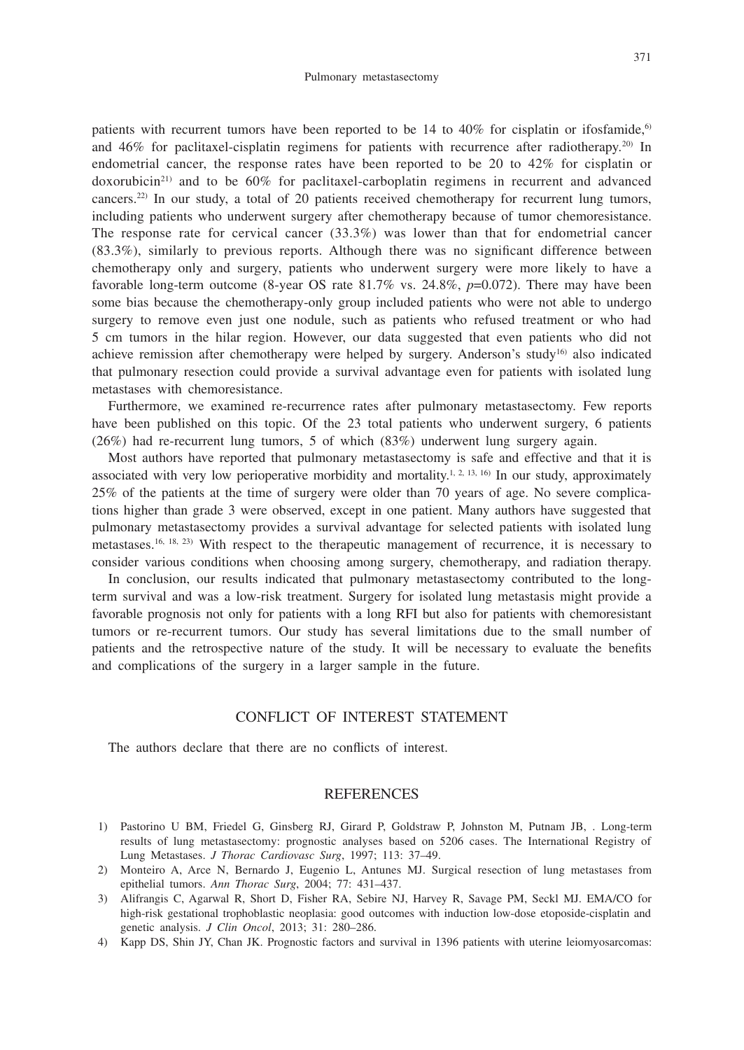patients with recurrent tumors have been reported to be 14 to 40% for cisplatin or ifosfamide,[6] and 46% for paclitaxel-cisplatin regimens for patients with recurrence after radiotherapy.[20] In endometrial cancer, the response rates have been reported to be 20 to 42% for cisplatin or doxorubicin[21] and to be 60% for paclitaxel-carboplatin regimens in recurrent and advanced cancers.[22] In our study, a total of 20 patients received chemotherapy for recurrent lung tumors, including patients who underwent surgery after chemotherapy because of tumor chemoresistance. The response rate for cervical cancer (33.3%) was lower than that for endometrial cancer (83.3%), similarly to previous reports. Although there was no significant difference between chemotherapy only and surgery, patients who underwent surgery were more likely to have a favorable long-term outcome (8-year OS rate 81.7% vs. 24.8%, $p$=0.072). There may have been some bias because the chemotherapy-only group included patients who were not able to undergo surgery to remove even just one nodule, such as patients who refused treatment or who had 5 cm tumors in the hilar region. However, our data suggested that even patients who did not achieve remission after chemotherapy were helped by surgery. Anderson's study[16] also indicated that pulmonary resection could provide a survival advantage even for patients with isolated lung metastases with chemoresistance.

Furthermore, we examined re-recurrence rates after pulmonary metastasectomy. Few reports have been published on this topic. Of the 23 total patients who underwent surgery, 6 patients (26%) had re-recurrent lung tumors, 5 of which (83%) underwent lung surgery again.

Most authors have reported that pulmonary metastasectomy is safe and effective and that it is associated with very low perioperative morbidity and mortality.[1, 2, 13, 16] In our study, approximately 25% of the patients at the time of surgery were older than 70 years of age. No severe complications higher than grade 3 were observed, except in one patient. Many authors have suggested that pulmonary metastasectomy provides a survival advantage for selected patients with isolated lung metastases.[16, 18, 23] With respect to the therapeutic management of recurrence, it is necessary to consider various conditions when choosing among surgery, chemotherapy, and radiation therapy.

In conclusion, our results indicated that pulmonary metastasectomy contributed to the long-term survival and was a low-risk treatment. Surgery for isolated lung metastasis might provide a favorable prognosis not only for patients with a long RFI but also for patients with chemoresistant tumors or re-recurrent tumors. Our study has several limitations due to the small number of patients and the retrospective nature of the study. It will be necessary to evaluate the benefits and complications of the surgery in a larger sample in the future.

## CONFLICT OF INTEREST STATEMENT

The authors declare that there are no conflicts of interest.

## REFERENCES

1) Pastorino U BM, Friedel G, Ginsberg RJ, Girard P, Goldstraw P, Johnston M, Putnam JB, . Long-term results of lung metastasectomy: prognostic analyses based on 5206 cases. The International Registry of Lung Metastases. *J Thorac Cardiovasc Surg*, 1997; 113: 37–49.
2) Monteiro A, Arce N, Bernardo J, Eugenio L, Antunes MJ. Surgical resection of lung metastases from epithelial tumors. *Ann Thorac Surg*, 2004; 77: 431–437.
3) Alifrangis C, Agarwal R, Short D, Fisher RA, Sebire NJ, Harvey R, Savage PM, Seckl MJ. EMA/CO for high-risk gestational trophoblastic neoplasia: good outcomes with induction low-dose etoposide-cisplatin and genetic analysis. *J Clin Oncol*, 2013; 31: 280–286.
4) Kapp DS, Shin JY, Chan JK. Prognostic factors and survival in 1396 patients with uterine leiomyosarcomas: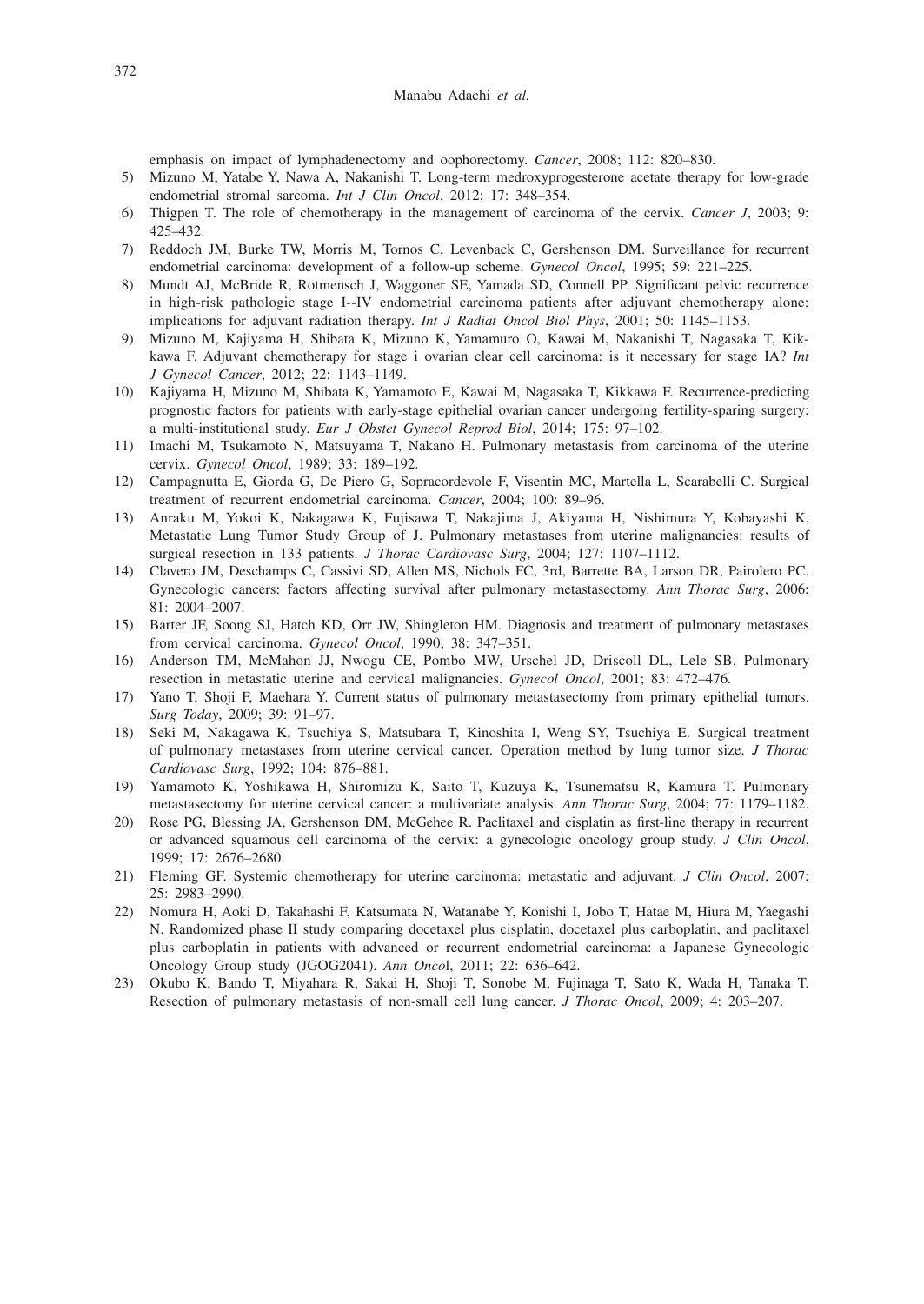emphasis on impact of lymphadenectomy and oophorectomy. *Cancer*, 2008; 112: 820–830.

5) Mizuno M, Yatabe Y, Nawa A, Nakanishi T. Long-term medroxyprogesterone acetate therapy for low-grade endometrial stromal sarcoma. *Int J Clin Oncol*, 2012; 17: 348–354.
6) Thigpen T. The role of chemotherapy in the management of carcinoma of the cervix. *Cancer J*, 2003; 9: 425–432.
7) Reddoch JM, Burke TW, Morris M, Tornos C, Levenback C, Gershenson DM. Surveillance for recurrent endometrial carcinoma: development of a follow-up scheme. *Gynecol Oncol*, 1995; 59: 221–225.
8) Mundt AJ, McBride R, Rotmensch J, Waggoner SE, Yamada SD, Connell PP. Significant pelvic recurrence in high-risk pathologic stage I--IV endometrial carcinoma patients after adjuvant chemotherapy alone: implications for adjuvant radiation therapy. *Int J Radiat Oncol Biol Phys*, 2001; 50: 1145–1153.
9) Mizuno M, Kajiyama H, Shibata K, Mizuno K, Yamamuro O, Kawai M, Nakanishi T, Nagasaka T, Kikkawa F. Adjuvant chemotherapy for stage i ovarian clear cell carcinoma: is it necessary for stage IA? *Int J Gynecol Cancer*, 2012; 22: 1143–1149.
10) Kajiyama H, Mizuno M, Shibata K, Yamamoto E, Kawai M, Nagasaka T, Kikkawa F. Recurrence-predicting prognostic factors for patients with early-stage epithelial ovarian cancer undergoing fertility-sparing surgery: a multi-institutional study. *Eur J Obstet Gynecol Reprod Biol*, 2014; 175: 97–102.
11) Imachi M, Tsukamoto N, Matsuyama T, Nakano H. Pulmonary metastasis from carcinoma of the uterine cervix. *Gynecol Oncol*, 1989; 33: 189–192.
12) Campagnutta E, Giorda G, De Piero G, Sopracordevole F, Visentin MC, Martella L, Scarabelli C. Surgical treatment of recurrent endometrial carcinoma. *Cancer*, 2004; 100: 89–96.
13) Anraku M, Yokoi K, Nakagawa K, Fujisawa T, Nakajima J, Akiyama H, Nishimura Y, Kobayashi K, Metastatic Lung Tumor Study Group of J. Pulmonary metastases from uterine malignancies: results of surgical resection in 133 patients. *J Thorac Cardiovasc Surg*, 2004; 127: 1107–1112.
14) Clavero JM, Deschamps C, Cassivi SD, Allen MS, Nichols FC, 3rd, Barrette BA, Larson DR, Pairolero PC. Gynecologic cancers: factors affecting survival after pulmonary metastasectomy. *Ann Thorac Surg*, 2006; 81: 2004–2007.
15) Barter JF, Soong SJ, Hatch KD, Orr JW, Shingleton HM. Diagnosis and treatment of pulmonary metastases from cervical carcinoma. *Gynecol Oncol*, 1990; 38: 347–351.
16) Anderson TM, McMahon JJ, Nwogu CE, Pombo MW, Urschel JD, Driscoll DL, Lele SB. Pulmonary resection in metastatic uterine and cervical malignancies. *Gynecol Oncol*, 2001; 83: 472–476.
17) Yano T, Shoji F, Maehara Y. Current status of pulmonary metastasectomy from primary epithelial tumors. *Surg Today*, 2009; 39: 91–97.
18) Seki M, Nakagawa K, Tsuchiya S, Matsubara T, Kinoshita I, Weng SY, Tsuchiya E. Surgical treatment of pulmonary metastases from uterine cervical cancer. Operation method by lung tumor size. *J Thorac Cardiovasc Surg*, 1992; 104: 876–881.
19) Yamamoto K, Yoshikawa H, Shiromizu K, Saito T, Kuzuya K, Tsunematsu R, Kamura T. Pulmonary metastasectomy for uterine cervical cancer: a multivariate analysis. *Ann Thorac Surg*, 2004; 77: 1179–1182.
20) Rose PG, Blessing JA, Gershenson DM, McGehee R. Paclitaxel and cisplatin as first-line therapy in recurrent or advanced squamous cell carcinoma of the cervix: a gynecologic oncology group study. *J Clin Oncol*, 1999; 17: 2676–2680.
21) Fleming GF. Systemic chemotherapy for uterine carcinoma: metastatic and adjuvant. *J Clin Oncol*, 2007; 25: 2983–2990.
22) Nomura H, Aoki D, Takahashi F, Katsumata N, Watanabe Y, Konishi I, Jobo T, Hatae M, Hiura M, Yaegashi N. Randomized phase II study comparing docetaxel plus cisplatin, docetaxel plus carboplatin, and paclitaxel plus carboplatin in patients with advanced or recurrent endometrial carcinoma: a Japanese Gynecologic Oncology Group study (JGOG2041). *Ann Oncol*, 2011; 22: 636–642.
23) Okubo K, Bando T, Miyahara R, Sakai H, Shoji T, Sonobe M, Fujinaga T, Sato K, Wada H, Tanaka T. Resection of pulmonary metastasis of non-small cell lung cancer. *J Thorac Oncol*, 2009; 4: 203–207.